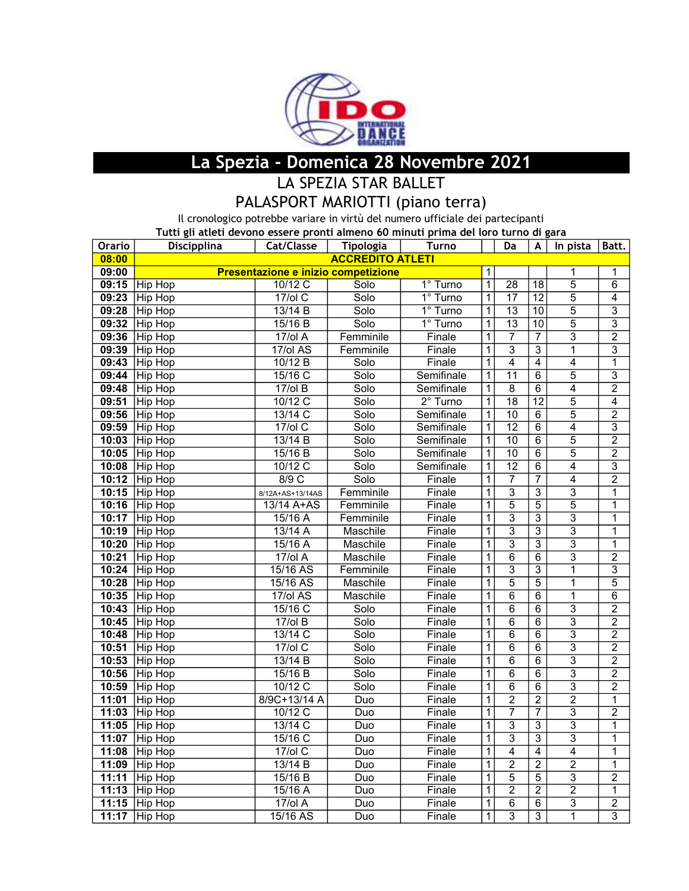# La Spezia - Domenica 28 Novembre 2021

## LA SPEZIA STAR BALLET

## PALASPORT MARIOTTI (piano terra)

Il cronologico potrebbe variare in virtù del numero ufficiale dei partecipanti

**Tutti gli atleti devono essere pronti almeno 60 minuti prima del loro turno di gara**

| Orario | Discipplina | Cat/Classe | Tipologia | Turno | | Da | A | In pista | Batt. |
|---|---|---|---|---|---|---|---|---|---|
| **08:00** | **ACCREDITO ATLETI** | | | | | | | | |
| **09:00** | **Presentazione e inizio competizione** | | | | 1 | | | 1 | 1 |
| **09:15** | Hip Hop | 10/12 C | Solo | 1° Turno | 1 | 28 | 18 | 5 | 6 |
| **09:23** | Hip Hop | 17/ol C | Solo | 1° Turno | 1 | 17 | 12 | 5 | 4 |
| **09:28** | Hip Hop | 13/14 B | Solo | 1° Turno | 1 | 13 | 10 | 5 | 3 |
| **09:32** | Hip Hop | 15/16 B | Solo | 1° Turno | 1 | 13 | 10 | 5 | 3 |
| **09:36** | Hip Hop | 17/ol A | Femminile | Finale | 1 | 7 | 7 | 3 | 2 |
| **09:39** | Hip Hop | 17/ol AS | Femminile | Finale | 1 | 3 | 3 | 1 | 3 |
| **09:43** | Hip Hop | 10/12 B | Solo | Finale | 1 | 4 | 4 | 4 | 1 |
| **09:44** | Hip Hop | 15/16 C | Solo | Semifinale | 1 | 11 | 6 | 5 | 3 |
| **09:48** | Hip Hop | 17/ol B | Solo | Semifinale | 1 | 8 | 6 | 4 | 2 |
| **09:51** | Hip Hop | 10/12 C | Solo | 2° Turno | 1 | 18 | 12 | 5 | 4 |
| **09:56** | Hip Hop | 13/14 C | Solo | Semifinale | 1 | 10 | 6 | 5 | 2 |
| **09:59** | Hip Hop | 17/ol C | Solo | Semifinale | 1 | 12 | 6 | 4 | 3 |
| **10:03** | Hip Hop | 13/14 B | Solo | Semifinale | 1 | 10 | 6 | 5 | 2 |
| **10:05** | Hip Hop | 15/16 B | Solo | Semifinale | 1 | 10 | 6 | 5 | 2 |
| **10:08** | Hip Hop | 10/12 C | Solo | Semifinale | 1 | 12 | 6 | 4 | 3 |
| **10:12** | Hip Hop | 8/9 C | Solo | Finale | 1 | 7 | 7 | 4 | 2 |
| **10:15** | Hip Hop | 8/12A+AS+13/14AS | Femminile | Finale | 1 | 3 | 3 | 3 | 1 |
| **10:16** | Hip Hop | 13/14 A+AS | Femminile | Finale | 1 | 5 | 5 | 5 | 1 |
| **10:17** | Hip Hop | 15/16 A | Femminile | Finale | 1 | 3 | 3 | 3 | 1 |
| **10:19** | Hip Hop | 13/14 A | Maschile | Finale | 1 | 3 | 3 | 3 | 1 |
| **10:20** | Hip Hop | 15/16 A | Maschile | Finale | 1 | 3 | 3 | 3 | 1 |
| **10:21** | Hip Hop | 17/ol A | Maschile | Finale | 1 | 6 | 6 | 3 | 2 |
| **10:24** | Hip Hop | 15/16 AS | Femminile | Finale | 1 | 3 | 3 | 1 | 3 |
| **10:28** | Hip Hop | 15/16 AS | Maschile | Finale | 1 | 5 | 5 | 1 | 5 |
| **10:35** | Hip Hop | 17/ol AS | Maschile | Finale | 1 | 6 | 6 | 1 | 6 |
| **10:43** | Hip Hop | 15/16 C | Solo | Finale | 1 | 6 | 6 | 3 | 2 |
| **10:45** | Hip Hop | 17/ol B | Solo | Finale | 1 | 6 | 6 | 3 | 2 |
| **10:48** | Hip Hop | 13/14 C | Solo | Finale | 1 | 6 | 6 | 3 | 2 |
| **10:51** | Hip Hop | 17/ol C | Solo | Finale | 1 | 6 | 6 | 3 | 2 |
| **10:53** | Hip Hop | 13/14 B | Solo | Finale | 1 | 6 | 6 | 3 | 2 |
| **10:56** | Hip Hop | 15/16 B | Solo | Finale | 1 | 6 | 6 | 3 | 2 |
| **10:59** | Hip Hop | 10/12 C | Solo | Finale | 1 | 6 | 6 | 3 | 2 |
| **11:01** | Hip Hop | 8/9C+13/14 A | Duo | Finale | 1 | 2 | 2 | 2 | 1 |
| **11:03** | Hip Hop | 10/12 C | Duo | Finale | 1 | 7 | 7 | 3 | 2 |
| **11:05** | Hip Hop | 13/14 C | Duo | Finale | 1 | 3 | 3 | 3 | 1 |
| **11:07** | Hip Hop | 15/16 C | Duo | Finale | 1 | 3 | 3 | 3 | 1 |
| **11:08** | Hip Hop | 17/ol C | Duo | Finale | 1 | 4 | 4 | 4 | 1 |
| **11:09** | Hip Hop | 13/14 B | Duo | Finale | 1 | 2 | 2 | 2 | 1 |
| **11:11** | Hip Hop | 15/16 B | Duo | Finale | 1 | 5 | 5 | 3 | 2 |
| **11:13** | Hip Hop | 15/16 A | Duo | Finale | 1 | 2 | 2 | 2 | 1 |
| **11:15** | Hip Hop | 17/ol A | Duo | Finale | 1 | 6 | 6 | 3 | 2 |
| **11:17** | Hip Hop | 15/16 AS | Duo | Finale | 1 | 3 | 3 | 1 | 3 |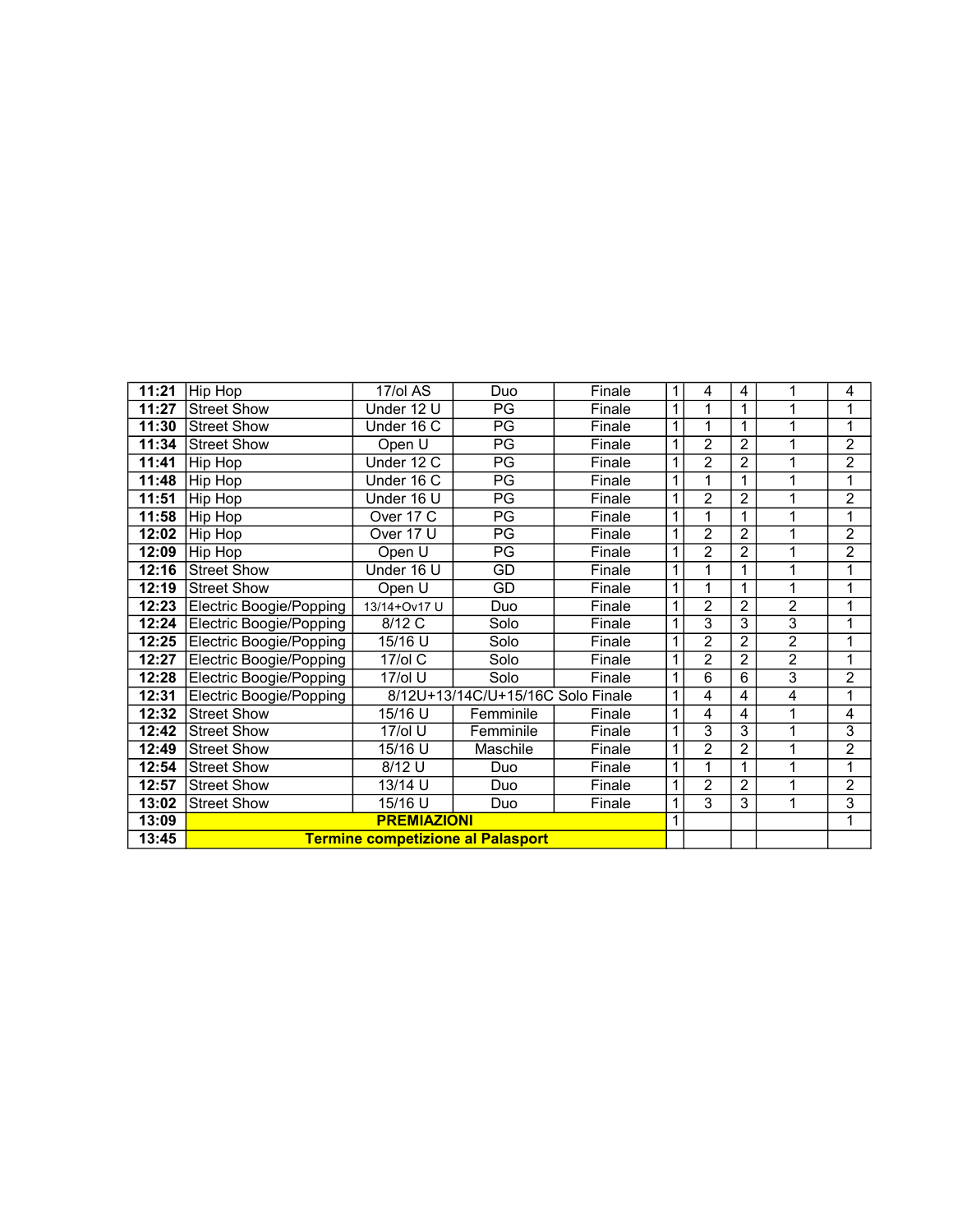| | | | | | | | | | |
|---|---|---|---|---|---|---|---|---|---|
| **11:21** | Hip Hop | 17/ol AS | Duo | Finale | 1 | 4 | 4 | 1 | 4 |
| **11:27** | Street Show | Under 12 U | PG | Finale | 1 | 1 | 1 | 1 | 1 |
| **11:30** | Street Show | Under 16 C | PG | Finale | 1 | 1 | 1 | 1 | 1 |
| **11:34** | Street Show | Open U | PG | Finale | 1 | 2 | 2 | 1 | 2 |
| **11:41** | Hip Hop | Under 12 C | PG | Finale | 1 | 2 | 2 | 1 | 2 |
| **11:48** | Hip Hop | Under 16 C | PG | Finale | 1 | 1 | 1 | 1 | 1 |
| **11:51** | Hip Hop | Under 16 U | PG | Finale | 1 | 2 | 2 | 1 | 2 |
| **11:58** | Hip Hop | Over 17 C | PG | Finale | 1 | 1 | 1 | 1 | 1 |
| **12:02** | Hip Hop | Over 17 U | PG | Finale | 1 | 2 | 2 | 1 | 2 |
| **12:09** | Hip Hop | Open U | PG | Finale | 1 | 2 | 2 | 1 | 2 |
| **12:16** | Street Show | Under 16 U | GD | Finale | 1 | 1 | 1 | 1 | 1 |
| **12:19** | Street Show | Open U | GD | Finale | 1 | 1 | 1 | 1 | 1 |
| **12:23** | Electric Boogie/Popping | 13/14+Ov17 U | Duo | Finale | 1 | 2 | 2 | 2 | 1 |
| **12:24** | Electric Boogie/Popping | 8/12 C | Solo | Finale | 1 | 3 | 3 | 3 | 1 |
| **12:25** | Electric Boogie/Popping | 15/16 U | Solo | Finale | 1 | 2 | 2 | 2 | 1 |
| **12:27** | Electric Boogie/Popping | 17/ol C | Solo | Finale | 1 | 2 | 2 | 2 | 1 |
| **12:28** | Electric Boogie/Popping | 17/ol U | Solo | Finale | 1 | 6 | 6 | 3 | 2 |
| **12:31** | Electric Boogie/Popping | 8/12U+13/14C/U+15/16C Solo Finale | | | 1 | 4 | 4 | 4 | 1 |
| **12:32** | Street Show | 15/16 U | Femminile | Finale | 1 | 4 | 4 | 1 | 4 |
| **12:42** | Street Show | 17/ol U | Femminile | Finale | 1 | 3 | 3 | 1 | 3 |
| **12:49** | Street Show | 15/16 U | Maschile | Finale | 1 | 2 | 2 | 1 | 2 |
| **12:54** | Street Show | 8/12 U | Duo | Finale | 1 | 1 | 1 | 1 | 1 |
| **12:57** | Street Show | 13/14 U | Duo | Finale | 1 | 2 | 2 | 1 | 2 |
| **13:02** | Street Show | 15/16 U | Duo | Finale | 1 | 3 | 3 | 1 | 3 |
| **13:09** | **PREMIAZIONI** | | | | 1 | | | | 1 |
| **13:45** | **Termine competizione al Palasport** | | | | | | | | |